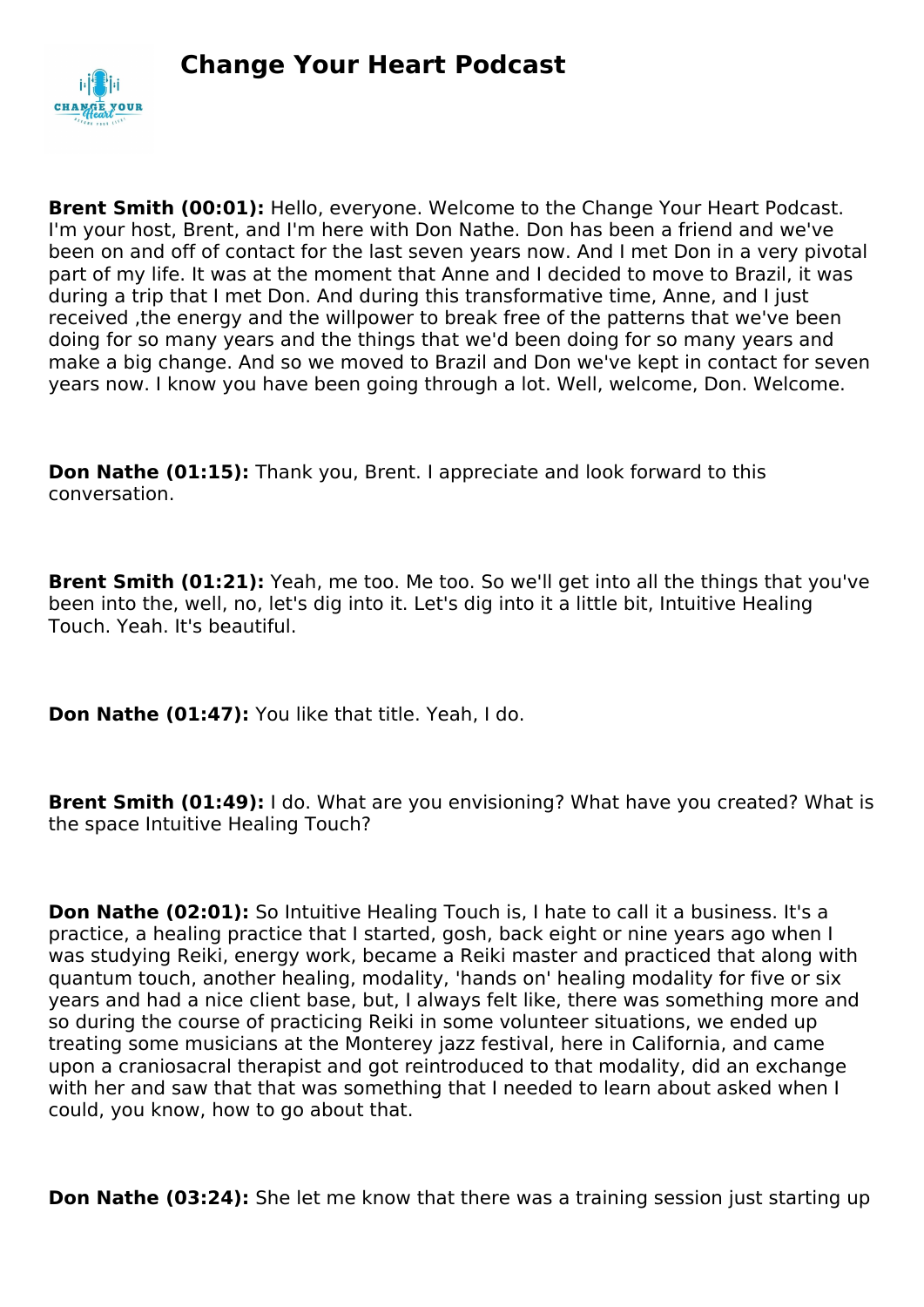# Change Your Heart Podcast

**Brent Smith (00:01):** Hello, everyone. Welcome to the Change Your Heart Podcast. I'm your host, Brent, and I'm here with Don Nathe. Don has been a friend and we've been on and off of contact for the last seven years now. And I met Don in a very pivotal part of my life. It was at the moment that Anne and I decided to move to Brazil, it was during a trip that I met Don. And during this transformative time, Anne, and I just received ,the energy and the willpower to break free of the patterns that we've been doing for so many years and the things that we'd been doing for so many years and make a big change. And so we moved to Brazil and Don we've kept in contact for seven years now. I know you have been going through a lot. Well, welcome, Don. Welcome.

**Don Nathe (01:15):** Thank you, Brent. I appreciate and look forward to this conversation.

**Brent Smith (01:21):** Yeah, me too. Me too. So we'll get into all the things that you've been into the, well, no, let's dig into it. Let's dig into it a little bit, Intuitive Healing Touch. Yeah. It's beautiful.

**Don Nathe (01:47):** You like that title. Yeah, I do.

**Brent Smith (01:49):** I do. What are you envisioning? What have you created? What is the space Intuitive Healing Touch?

**Don Nathe (02:01):** So Intuitive Healing Touch is, I hate to call it a business. It's a practice, a healing practice that I started, gosh, back eight or nine years ago when I was studying Reiki, energy work, became a Reiki master and practiced that along with quantum touch, another healing, modality, 'hands on' healing modality for five or six years and had a nice client base, but, I always felt like, there was something more and so during the course of practicing Reiki in some volunteer situations, we ended up treating some musicians at the Monterey jazz festival, here in California, and came upon a craniosacral therapist and got reintroduced to that modality, did an exchange with her and saw that that was something that I needed to learn about asked when I could, you know, how to go about that.

**Don Nathe (03:24):** She let me know that there was a training session just starting up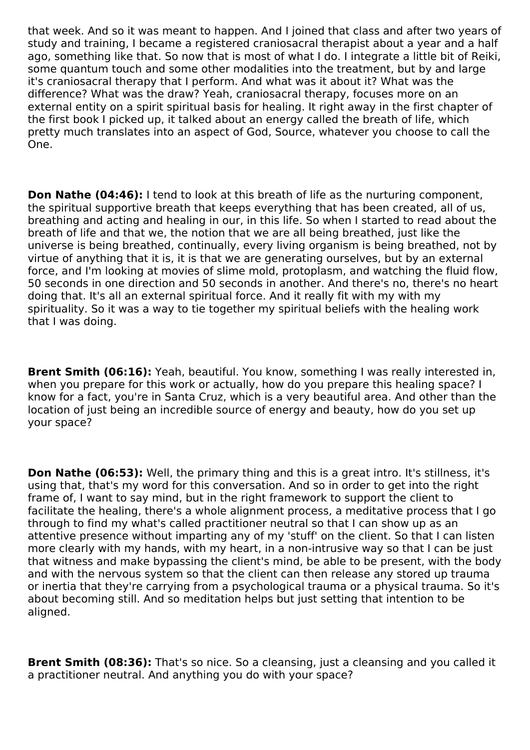that week. And so it was meant to happen. And I joined that class and after two years of study and training, I became a registered craniosacral therapist about a year and a half ago, something like that. So now that is most of what I do. I integrate a little bit of Reiki, some quantum touch and some other modalities into the treatment, but by and large it's craniosacral therapy that I perform. And what was it about it? What was the difference? What was the draw? Yeah, craniosacral therapy, focuses more on an external entity on a spirit spiritual basis for healing. It right away in the first chapter of the first book I picked up, it talked about an energy called the breath of life, which pretty much translates into an aspect of God, Source, whatever you choose to call the One.

**Don Nathe (04:46):** I tend to look at this breath of life as the nurturing component, the spiritual supportive breath that keeps everything that has been created, all of us, breathing and acting and healing in our, in this life. So when I started to read about the breath of life and that we, the notion that we are all being breathed, just like the universe is being breathed, continually, every living organism is being breathed, not by virtue of anything that it is, it is that we are generating ourselves, but by an external force, and I'm looking at movies of slime mold, protoplasm, and watching the fluid flow, 50 seconds in one direction and 50 seconds in another. And there's no, there's no heart doing that. It's all an external spiritual force. And it really fit with my with my spirituality. So it was a way to tie together my spiritual beliefs with the healing work that I was doing.

**Brent Smith (06:16):** Yeah, beautiful. You know, something I was really interested in, when you prepare for this work or actually, how do you prepare this healing space? I know for a fact, you're in Santa Cruz, which is a very beautiful area. And other than the location of just being an incredible source of energy and beauty, how do you set up your space?

**Don Nathe (06:53):** Well, the primary thing and this is a great intro. It's stillness, it's using that, that's my word for this conversation. And so in order to get into the right frame of, I want to say mind, but in the right framework to support the client to facilitate the healing, there's a whole alignment process, a meditative process that I go through to find my what's called practitioner neutral so that I can show up as an attentive presence without imparting any of my 'stuff' on the client. So that I can listen more clearly with my hands, with my heart, in a non-intrusive way so that I can be just that witness and make bypassing the client's mind, be able to be present, with the body and with the nervous system so that the client can then release any stored up trauma or inertia that they're carrying from a psychological trauma or a physical trauma. So it's about becoming still. And so meditation helps but just setting that intention to be aligned.

**Brent Smith (08:36):** That's so nice. So a cleansing, just a cleansing and you called it a practitioner neutral. And anything you do with your space?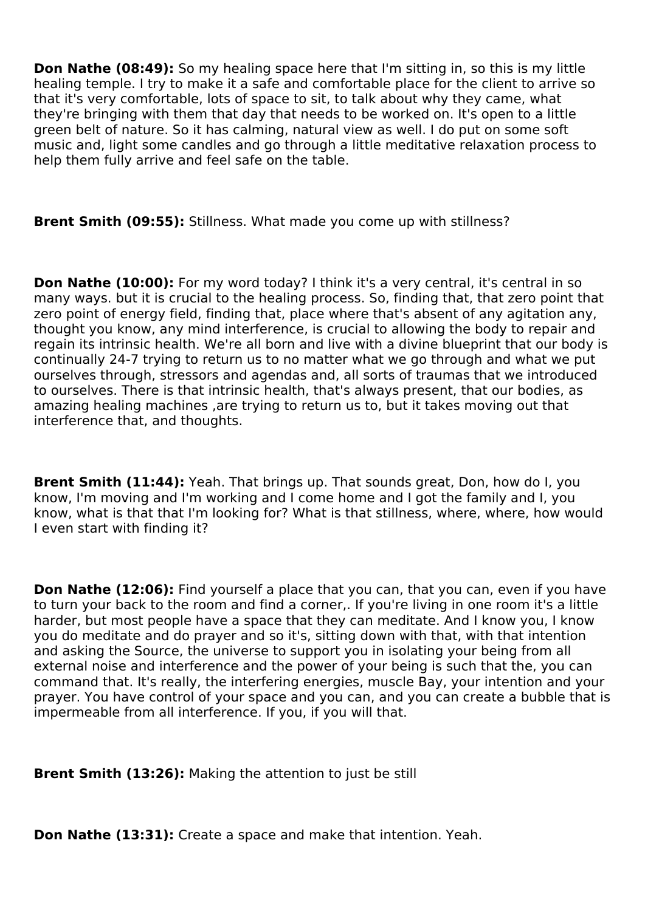**Don Nathe (08:49):** So my healing space here that I'm sitting in, so this is my little healing temple. I try to make it a safe and comfortable place for the client to arrive so that it's very comfortable, lots of space to sit, to talk about why they came, what they're bringing with them that day that needs to be worked on. It's open to a little green belt of nature. So it has calming, natural view as well. I do put on some soft music and, light some candles and go through a little meditative relaxation process to help them fully arrive and feel safe on the table.

**Brent Smith (09:55):** Stillness. What made you come up with stillness?

**Don Nathe (10:00):** For my word today? I think it's a very central, it's central in so many ways. but it is crucial to the healing process. So, finding that, that zero point that zero point of energy field, finding that, place where that's absent of any agitation any, thought you know, any mind interference, is crucial to allowing the body to repair and regain its intrinsic health. We're all born and live with a divine blueprint that our body is continually 24-7 trying to return us to no matter what we go through and what we put ourselves through, stressors and agendas and, all sorts of traumas that we introduced to ourselves. There is that intrinsic health, that's always present, that our bodies, as amazing healing machines ,are trying to return us to, but it takes moving out that interference that, and thoughts.

**Brent Smith (11:44):** Yeah. That brings up. That sounds great, Don, how do I, you know, I'm moving and I'm working and I come home and I got the family and I, you know, what is that that I'm looking for? What is that stillness, where, where, how would I even start with finding it?

**Don Nathe (12:06):** Find yourself a place that you can, that you can, even if you have to turn your back to the room and find a corner,. If you're living in one room it's a little harder, but most people have a space that they can meditate. And I know you, I know you do meditate and do prayer and so it's, sitting down with that, with that intention and asking the Source, the universe to support you in isolating your being from all external noise and interference and the power of your being is such that the, you can command that. It's really, the interfering energies, muscle Bay, your intention and your prayer. You have control of your space and you can, and you can create a bubble that is impermeable from all interference. If you, if you will that.

**Brent Smith (13:26):** Making the attention to just be still

**Don Nathe (13:31):** Create a space and make that intention. Yeah.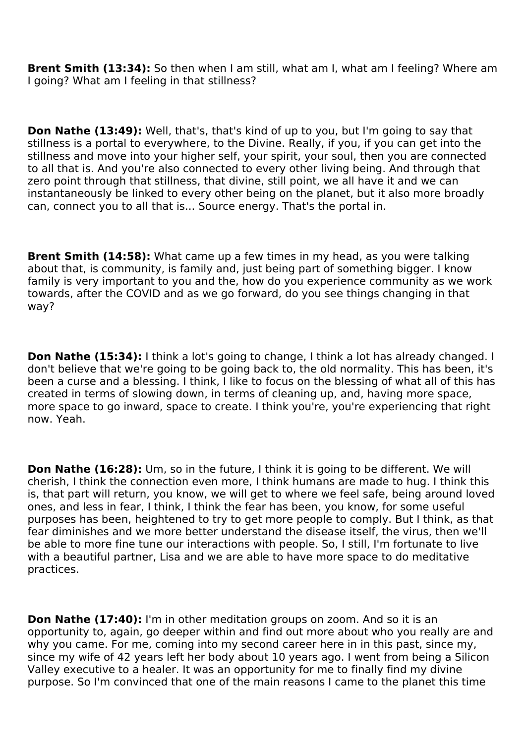**Brent Smith (13:34):** So then when I am still, what am I, what am I feeling? Where am I going? What am I feeling in that stillness?

**Don Nathe (13:49):** Well, that's, that's kind of up to you, but I'm going to say that stillness is a portal to everywhere, to the Divine. Really, if you, if you can get into the stillness and move into your higher self, your spirit, your soul, then you are connected to all that is. And you're also connected to every other living being. And through that zero point through that stillness, that divine, still point, we all have it and we can instantaneously be linked to every other being on the planet, but it also more broadly can, connect you to all that is... Source energy. That's the portal in.

**Brent Smith (14:58):** What came up a few times in my head, as you were talking about that, is community, is family and, just being part of something bigger. I know family is very important to you and the, how do you experience community as we work towards, after the COVID and as we go forward, do you see things changing in that way?

**Don Nathe (15:34):** I think a lot's going to change, I think a lot has already changed. I don't believe that we're going to be going back to, the old normality. This has been, it's been a curse and a blessing. I think, I like to focus on the blessing of what all of this has created in terms of slowing down, in terms of cleaning up, and, having more space, more space to go inward, space to create. I think you're, you're experiencing that right now. Yeah.

**Don Nathe (16:28):** Um, so in the future, I think it is going to be different. We will cherish, I think the connection even more, I think humans are made to hug. I think this is, that part will return, you know, we will get to where we feel safe, being around loved ones, and less in fear, I think, I think the fear has been, you know, for some useful purposes has been, heightened to try to get more people to comply. But I think, as that fear diminishes and we more better understand the disease itself, the virus, then we'll be able to more fine tune our interactions with people. So, I still, I'm fortunate to live with a beautiful partner, Lisa and we are able to have more space to do meditative practices.

**Don Nathe (17:40):** I'm in other meditation groups on zoom. And so it is an opportunity to, again, go deeper within and find out more about who you really are and why you came. For me, coming into my second career here in in this past, since my, since my wife of 42 years left her body about 10 years ago. I went from being a Silicon Valley executive to a healer. It was an opportunity for me to finally find my divine purpose. So I'm convinced that one of the main reasons I came to the planet this time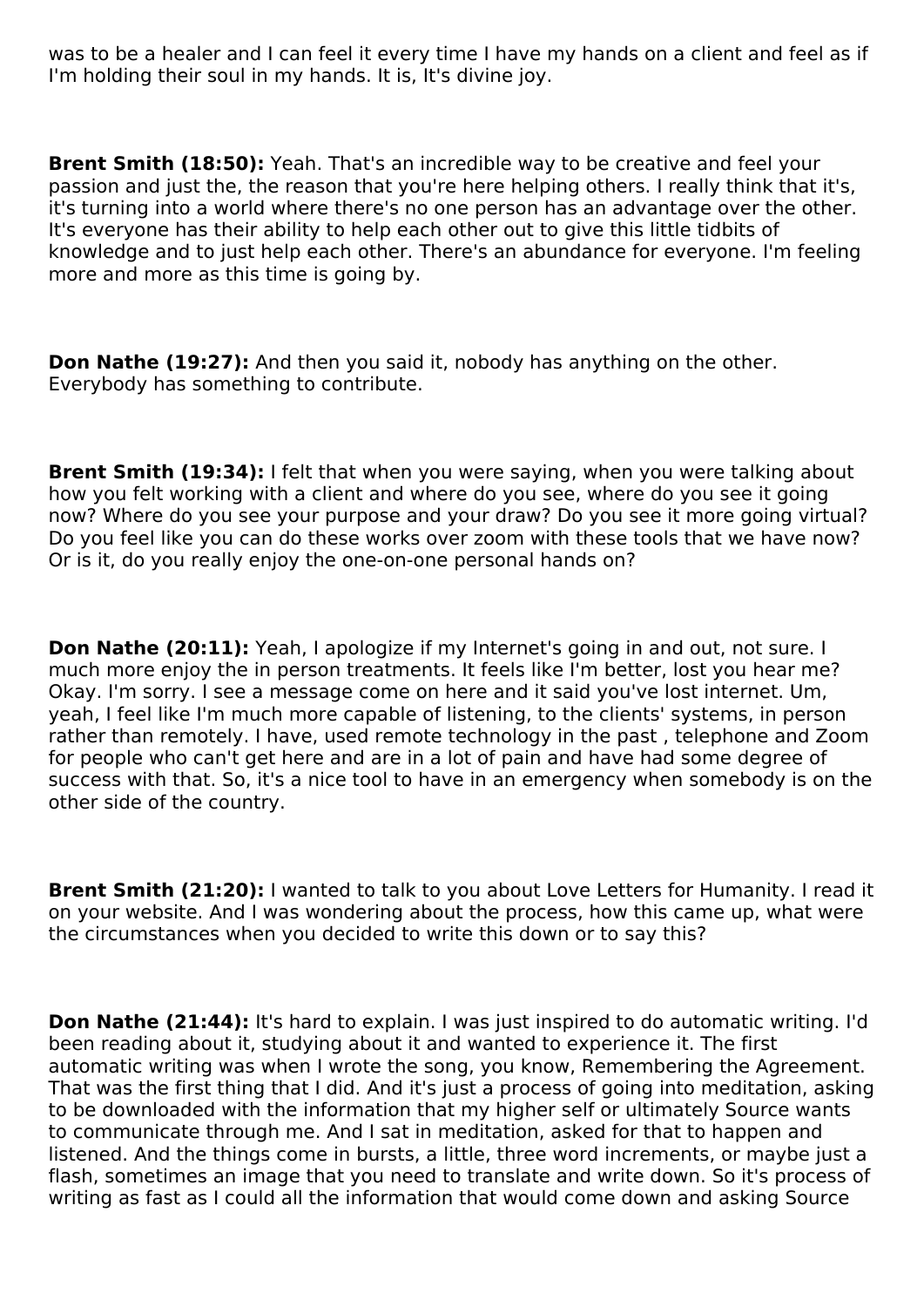was to be a healer and I can feel it every time I have my hands on a client and feel as if I'm holding their soul in my hands. It is, It's divine joy.

**Brent Smith (18:50):** Yeah. That's an incredible way to be creative and feel your passion and just the, the reason that you're here helping others. I really think that it's, it's turning into a world where there's no one person has an advantage over the other. It's everyone has their ability to help each other out to give this little tidbits of knowledge and to just help each other. There's an abundance for everyone. I'm feeling more and more as this time is going by.

**Don Nathe (19:27):** And then you said it, nobody has anything on the other. Everybody has something to contribute.

**Brent Smith (19:34):** I felt that when you were saying, when you were talking about how you felt working with a client and where do you see, where do you see it going now? Where do you see your purpose and your draw? Do you see it more going virtual? Do you feel like you can do these works over zoom with these tools that we have now? Or is it, do you really enjoy the one-on-one personal hands on?

**Don Nathe (20:11):** Yeah, I apologize if my Internet's going in and out, not sure. I much more enjoy the in person treatments. It feels like I'm better, lost you hear me? Okay. I'm sorry. I see a message come on here and it said you've lost internet. Um, yeah, I feel like I'm much more capable of listening, to the clients' systems, in person rather than remotely. I have, used remote technology in the past , telephone and Zoom for people who can't get here and are in a lot of pain and have had some degree of success with that. So, it's a nice tool to have in an emergency when somebody is on the other side of the country.

**Brent Smith (21:20):** I wanted to talk to you about Love Letters for Humanity. I read it on your website. And I was wondering about the process, how this came up, what were the circumstances when you decided to write this down or to say this?

**Don Nathe (21:44):** It's hard to explain. I was just inspired to do automatic writing. I'd been reading about it, studying about it and wanted to experience it. The first automatic writing was when I wrote the song, you know, Remembering the Agreement. That was the first thing that I did. And it's just a process of going into meditation, asking to be downloaded with the information that my higher self or ultimately Source wants to communicate through me. And I sat in meditation, asked for that to happen and listened. And the things come in bursts, a little, three word increments, or maybe just a flash, sometimes an image that you need to translate and write down. So it's process of writing as fast as I could all the information that would come down and asking Source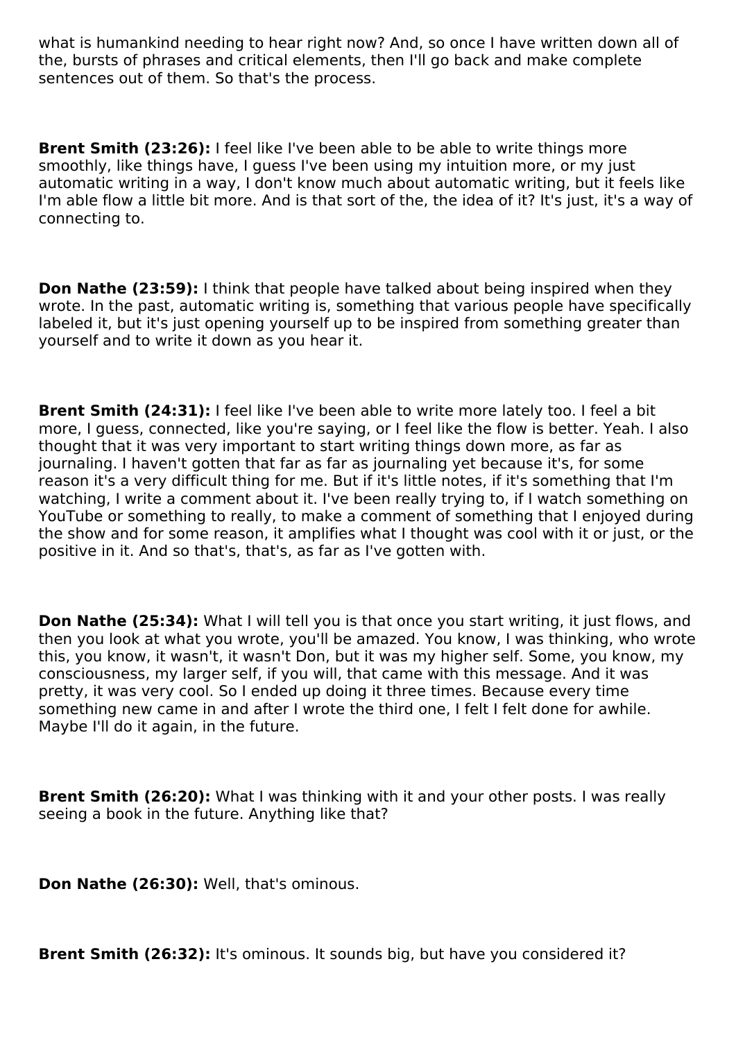what is humankind needing to hear right now? And, so once I have written down all of the, bursts of phrases and critical elements, then I'll go back and make complete sentences out of them. So that's the process.

**Brent Smith (23:26):** I feel like I've been able to be able to write things more smoothly, like things have, I guess I've been using my intuition more, or my just automatic writing in a way, I don't know much about automatic writing, but it feels like I'm able flow a little bit more. And is that sort of the, the idea of it? It's just, it's a way of connecting to.

**Don Nathe (23:59):** I think that people have talked about being inspired when they wrote. In the past, automatic writing is, something that various people have specifically labeled it, but it's just opening yourself up to be inspired from something greater than yourself and to write it down as you hear it.

**Brent Smith (24:31):** I feel like I've been able to write more lately too. I feel a bit more, I guess, connected, like you're saying, or I feel like the flow is better. Yeah. I also thought that it was very important to start writing things down more, as far as journaling. I haven't gotten that far as far as journaling yet because it's, for some reason it's a very difficult thing for me. But if it's little notes, if it's something that I'm watching, I write a comment about it. I've been really trying to, if I watch something on YouTube or something to really, to make a comment of something that I enjoyed during the show and for some reason, it amplifies what I thought was cool with it or just, or the positive in it. And so that's, that's, as far as I've gotten with.

**Don Nathe (25:34):** What I will tell you is that once you start writing, it just flows, and then you look at what you wrote, you'll be amazed. You know, I was thinking, who wrote this, you know, it wasn't, it wasn't Don, but it was my higher self. Some, you know, my consciousness, my larger self, if you will, that came with this message. And it was pretty, it was very cool. So I ended up doing it three times. Because every time something new came in and after I wrote the third one, I felt I felt done for awhile. Maybe I'll do it again, in the future.

**Brent Smith (26:20):** What I was thinking with it and your other posts. I was really seeing a book in the future. Anything like that?

**Don Nathe (26:30):** Well, that's ominous.

**Brent Smith (26:32):** It's ominous. It sounds big, but have you considered it?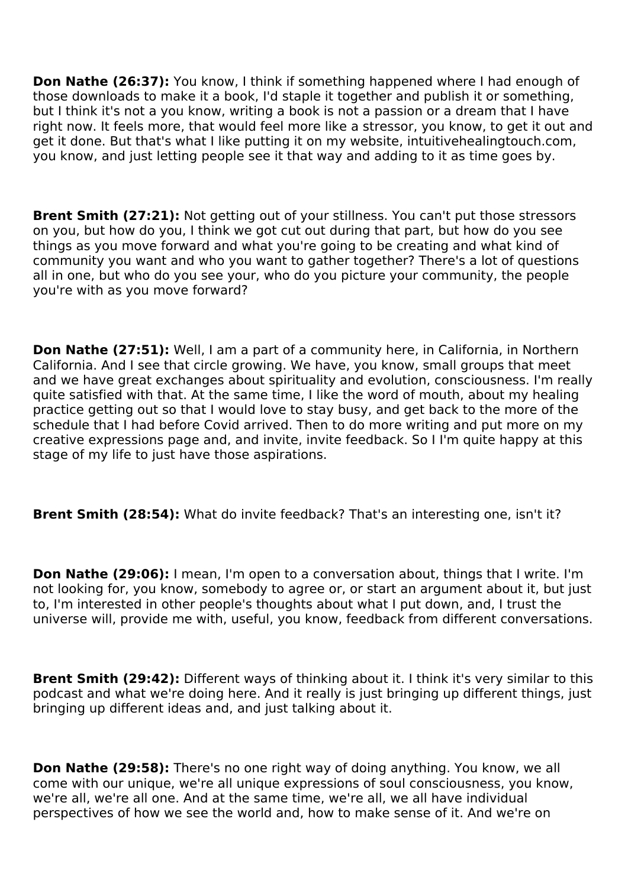**Don Nathe (26:37):** You know, I think if something happened where I had enough of those downloads to make it a book, I'd staple it together and publish it or something, but I think it's not a you know, writing a book is not a passion or a dream that I have right now. It feels more, that would feel more like a stressor, you know, to get it out and get it done. But that's what I like putting it on my website, intuitivehealingtouch.com, you know, and just letting people see it that way and adding to it as time goes by.

**Brent Smith (27:21):** Not getting out of your stillness. You can't put those stressors on you, but how do you, I think we got cut out during that part, but how do you see things as you move forward and what you're going to be creating and what kind of community you want and who you want to gather together? There's a lot of questions all in one, but who do you see your, who do you picture your community, the people you're with as you move forward?

**Don Nathe (27:51):** Well, I am a part of a community here, in California, in Northern California. And I see that circle growing. We have, you know, small groups that meet and we have great exchanges about spirituality and evolution, consciousness. I'm really quite satisfied with that. At the same time, I like the word of mouth, about my healing practice getting out so that I would love to stay busy, and get back to the more of the schedule that I had before Covid arrived. Then to do more writing and put more on my creative expressions page and, and invite, invite feedback. So I I'm quite happy at this stage of my life to just have those aspirations.

**Brent Smith (28:54):** What do invite feedback? That's an interesting one, isn't it?

**Don Nathe (29:06):** I mean, I'm open to a conversation about, things that I write. I'm not looking for, you know, somebody to agree or, or start an argument about it, but just to, I'm interested in other people's thoughts about what I put down, and, I trust the universe will, provide me with, useful, you know, feedback from different conversations.

**Brent Smith (29:42):** Different ways of thinking about it. I think it's very similar to this podcast and what we're doing here. And it really is just bringing up different things, just bringing up different ideas and, and just talking about it.

**Don Nathe (29:58):** There's no one right way of doing anything. You know, we all come with our unique, we're all unique expressions of soul consciousness, you know, we're all, we're all one. And at the same time, we're all, we all have individual perspectives of how we see the world and, how to make sense of it. And we're on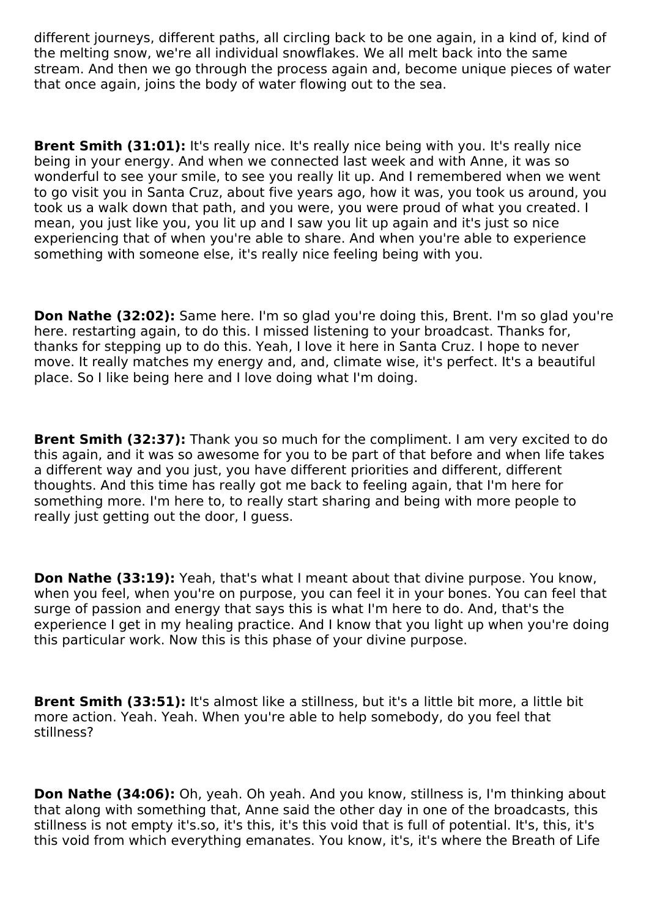different journeys, different paths, all circling back to be one again, in a kind of, kind of the melting snow, we're all individual snowflakes. We all melt back into the same stream. And then we go through the process again and, become unique pieces of water that once again, joins the body of water flowing out to the sea.

**Brent Smith (31:01):** It's really nice. It's really nice being with you. It's really nice being in your energy. And when we connected last week and with Anne, it was so wonderful to see your smile, to see you really lit up. And I remembered when we went to go visit you in Santa Cruz, about five years ago, how it was, you took us around, you took us a walk down that path, and you were, you were proud of what you created. I mean, you just like you, you lit up and I saw you lit up again and it's just so nice experiencing that of when you're able to share. And when you're able to experience something with someone else, it's really nice feeling being with you.

**Don Nathe (32:02):** Same here. I'm so glad you're doing this, Brent. I'm so glad you're here. restarting again, to do this. I missed listening to your broadcast. Thanks for, thanks for stepping up to do this. Yeah, I love it here in Santa Cruz. I hope to never move. It really matches my energy and, and, climate wise, it's perfect. It's a beautiful place. So I like being here and I love doing what I'm doing.

**Brent Smith (32:37):** Thank you so much for the compliment. I am very excited to do this again, and it was so awesome for you to be part of that before and when life takes a different way and you just, you have different priorities and different, different thoughts. And this time has really got me back to feeling again, that I'm here for something more. I'm here to, to really start sharing and being with more people to really just getting out the door, I guess.

**Don Nathe (33:19):** Yeah, that's what I meant about that divine purpose. You know, when you feel, when you're on purpose, you can feel it in your bones. You can feel that surge of passion and energy that says this is what I'm here to do. And, that's the experience I get in my healing practice. And I know that you light up when you're doing this particular work. Now this is this phase of your divine purpose.

**Brent Smith (33:51):** It's almost like a stillness, but it's a little bit more, a little bit more action. Yeah. Yeah. When you're able to help somebody, do you feel that stillness?

**Don Nathe (34:06):** Oh, yeah. Oh yeah. And you know, stillness is, I'm thinking about that along with something that, Anne said the other day in one of the broadcasts, this stillness is not empty it's.so, it's this, it's this void that is full of potential. It's, this, it's this void from which everything emanates. You know, it's, it's where the Breath of Life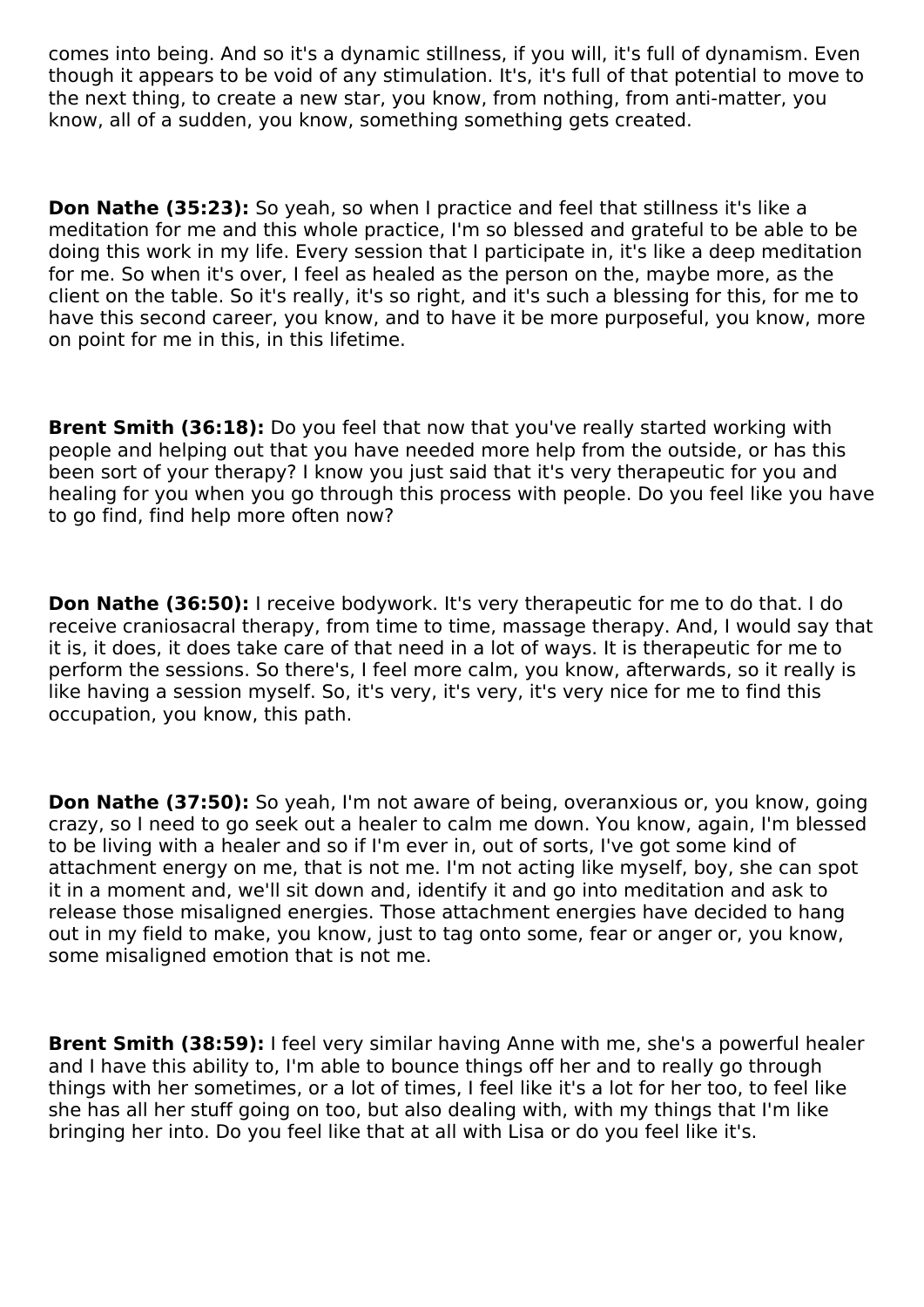comes into being. And so it's a dynamic stillness, if you will, it's full of dynamism. Even though it appears to be void of any stimulation. It's, it's full of that potential to move to the next thing, to create a new star, you know, from nothing, from anti-matter, you know, all of a sudden, you know, something something gets created.

**Don Nathe (35:23):** So yeah, so when I practice and feel that stillness it's like a meditation for me and this whole practice, I'm so blessed and grateful to be able to be doing this work in my life. Every session that I participate in, it's like a deep meditation for me. So when it's over, I feel as healed as the person on the, maybe more, as the client on the table. So it's really, it's so right, and it's such a blessing for this, for me to have this second career, you know, and to have it be more purposeful, you know, more on point for me in this, in this lifetime.

**Brent Smith (36:18):** Do you feel that now that you've really started working with people and helping out that you have needed more help from the outside, or has this been sort of your therapy? I know you just said that it's very therapeutic for you and healing for you when you go through this process with people. Do you feel like you have to go find, find help more often now?

**Don Nathe (36:50):** I receive bodywork. It's very therapeutic for me to do that. I do receive craniosacral therapy, from time to time, massage therapy. And, I would say that it is, it does, it does take care of that need in a lot of ways. It is therapeutic for me to perform the sessions. So there's, I feel more calm, you know, afterwards, so it really is like having a session myself. So, it's very, it's very, it's very nice for me to find this occupation, you know, this path.

**Don Nathe (37:50):** So yeah, I'm not aware of being, overanxious or, you know, going crazy, so I need to go seek out a healer to calm me down. You know, again, I'm blessed to be living with a healer and so if I'm ever in, out of sorts, I've got some kind of attachment energy on me, that is not me. I'm not acting like myself, boy, she can spot it in a moment and, we'll sit down and, identify it and go into meditation and ask to release those misaligned energies. Those attachment energies have decided to hang out in my field to make, you know, just to tag onto some, fear or anger or, you know, some misaligned emotion that is not me.

**Brent Smith (38:59):** I feel very similar having Anne with me, she's a powerful healer and I have this ability to, I'm able to bounce things off her and to really go through things with her sometimes, or a lot of times, I feel like it's a lot for her too, to feel like she has all her stuff going on too, but also dealing with, with my things that I'm like bringing her into. Do you feel like that at all with Lisa or do you feel like it's.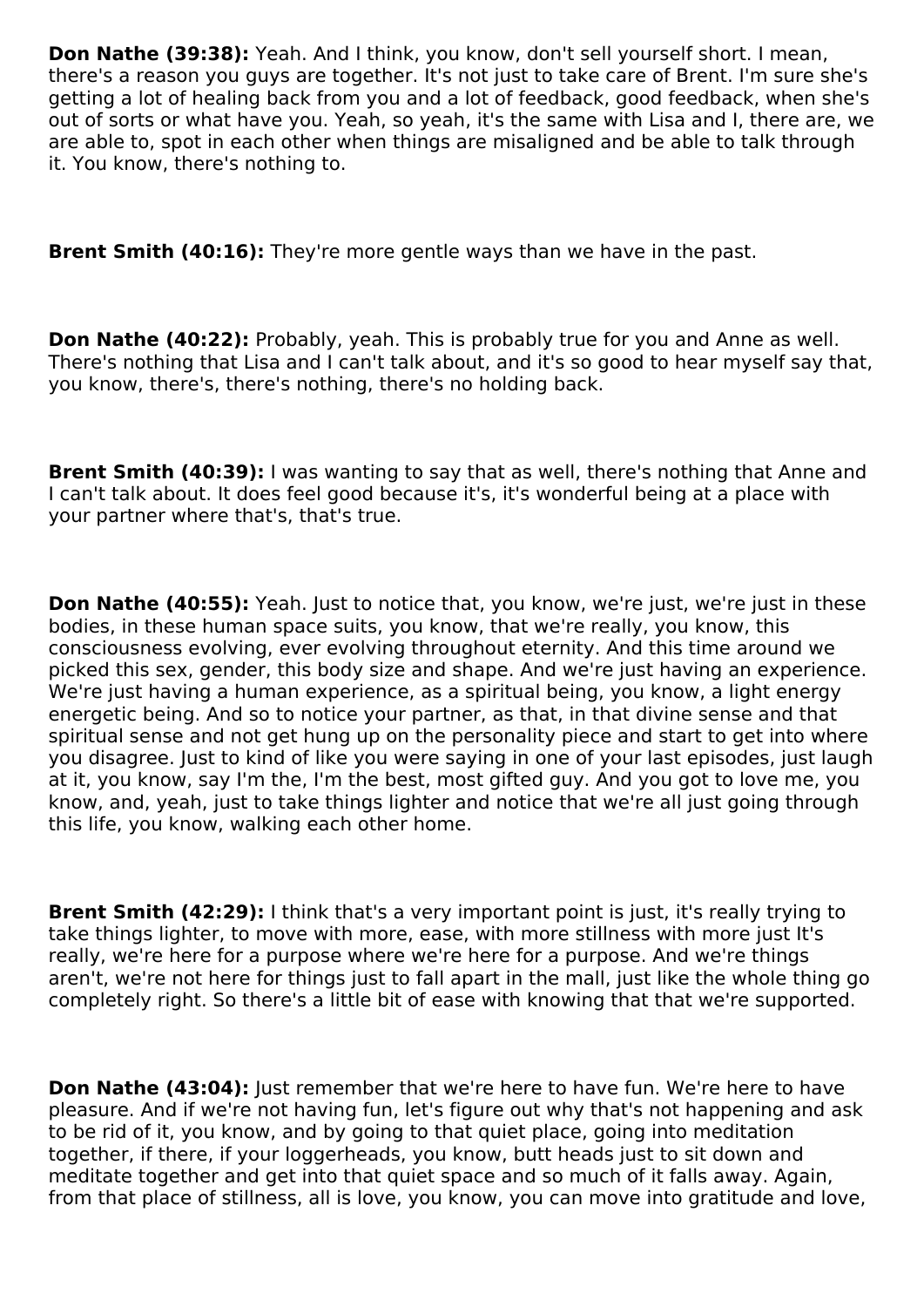**Don Nathe (39:38):** Yeah. And I think, you know, don't sell yourself short. I mean, there's a reason you guys are together. It's not just to take care of Brent. I'm sure she's getting a lot of healing back from you and a lot of feedback, good feedback, when she's out of sorts or what have you. Yeah, so yeah, it's the same with Lisa and I, there are, we are able to, spot in each other when things are misaligned and be able to talk through it. You know, there's nothing to.

**Brent Smith (40:16):** They're more gentle ways than we have in the past.

**Don Nathe (40:22):** Probably, yeah. This is probably true for you and Anne as well. There's nothing that Lisa and I can't talk about, and it's so good to hear myself say that, you know, there's, there's nothing, there's no holding back.

**Brent Smith (40:39):** I was wanting to say that as well, there's nothing that Anne and I can't talk about. It does feel good because it's, it's wonderful being at a place with your partner where that's, that's true.

**Don Nathe (40:55):** Yeah. Just to notice that, you know, we're just, we're just in these bodies, in these human space suits, you know, that we're really, you know, this consciousness evolving, ever evolving throughout eternity. And this time around we picked this sex, gender, this body size and shape. And we're just having an experience. We're just having a human experience, as a spiritual being, you know, a light energy energetic being. And so to notice your partner, as that, in that divine sense and that spiritual sense and not get hung up on the personality piece and start to get into where you disagree. Just to kind of like you were saying in one of your last episodes, just laugh at it, you know, say I'm the, I'm the best, most gifted guy. And you got to love me, you know, and, yeah, just to take things lighter and notice that we're all just going through this life, you know, walking each other home.

**Brent Smith (42:29):** I think that's a very important point is just, it's really trying to take things lighter, to move with more, ease, with more stillness with more just It's really, we're here for a purpose where we're here for a purpose. And we're things aren't, we're not here for things just to fall apart in the mall, just like the whole thing go completely right. So there's a little bit of ease with knowing that that we're supported.

**Don Nathe (43:04):** Just remember that we're here to have fun. We're here to have pleasure. And if we're not having fun, let's figure out why that's not happening and ask to be rid of it, you know, and by going to that quiet place, going into meditation together, if there, if your loggerheads, you know, butt heads just to sit down and meditate together and get into that quiet space and so much of it falls away. Again, from that place of stillness, all is love, you know, you can move into gratitude and love,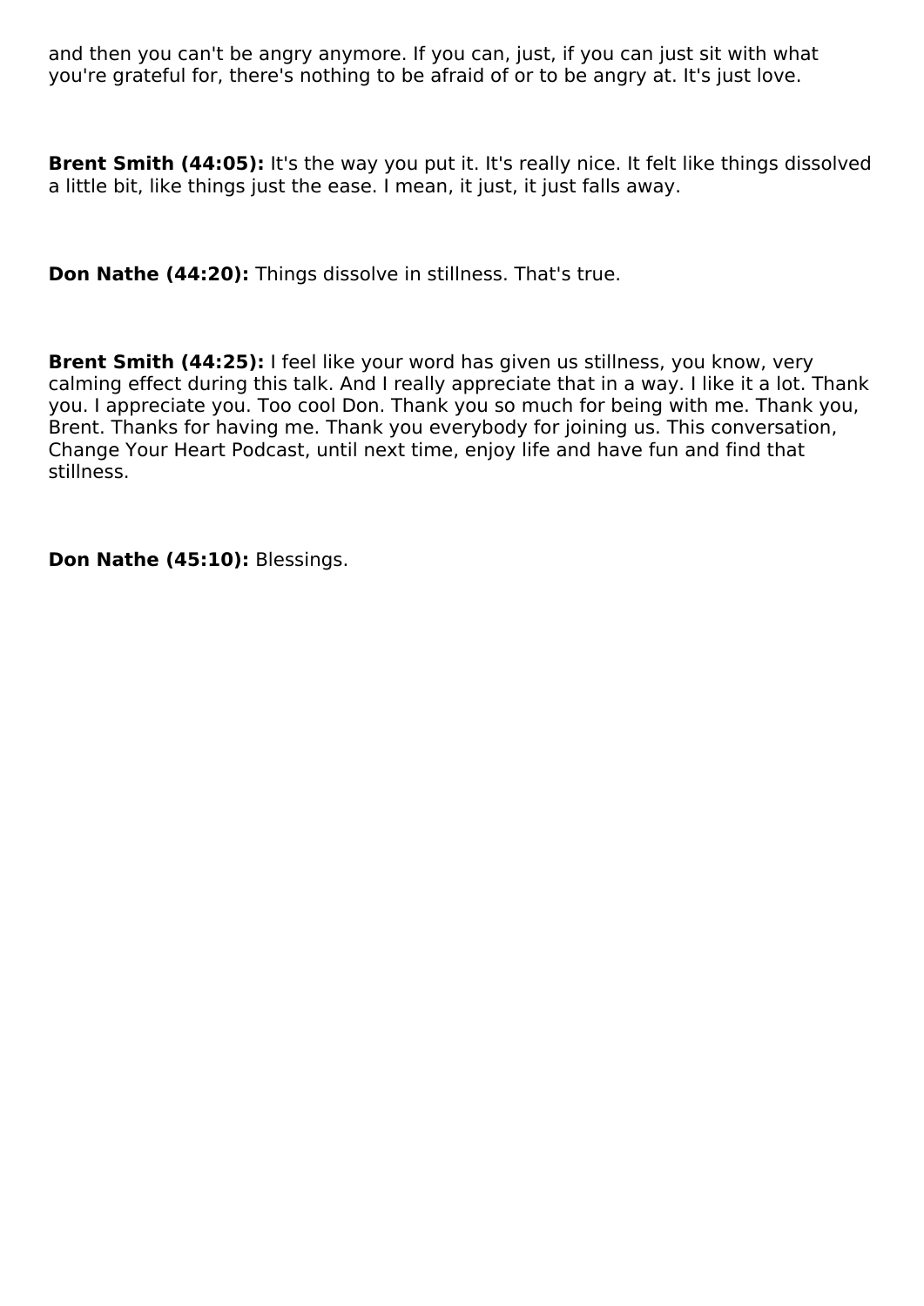and then you can't be angry anymore. If you can, just, if you can just sit with what you're grateful for, there's nothing to be afraid of or to be angry at. It's just love.

**Brent Smith (44:05):** It's the way you put it. It's really nice. It felt like things dissolved a little bit, like things just the ease. I mean, it just, it just falls away.

**Don Nathe (44:20):** Things dissolve in stillness. That's true.

**Brent Smith (44:25):** I feel like your word has given us stillness, you know, very calming effect during this talk. And I really appreciate that in a way. I like it a lot. Thank you. I appreciate you. Too cool Don. Thank you so much for being with me. Thank you, Brent. Thanks for having me. Thank you everybody for joining us. This conversation, Change Your Heart Podcast, until next time, enjoy life and have fun and find that stillness.

**Don Nathe (45:10):** Blessings.